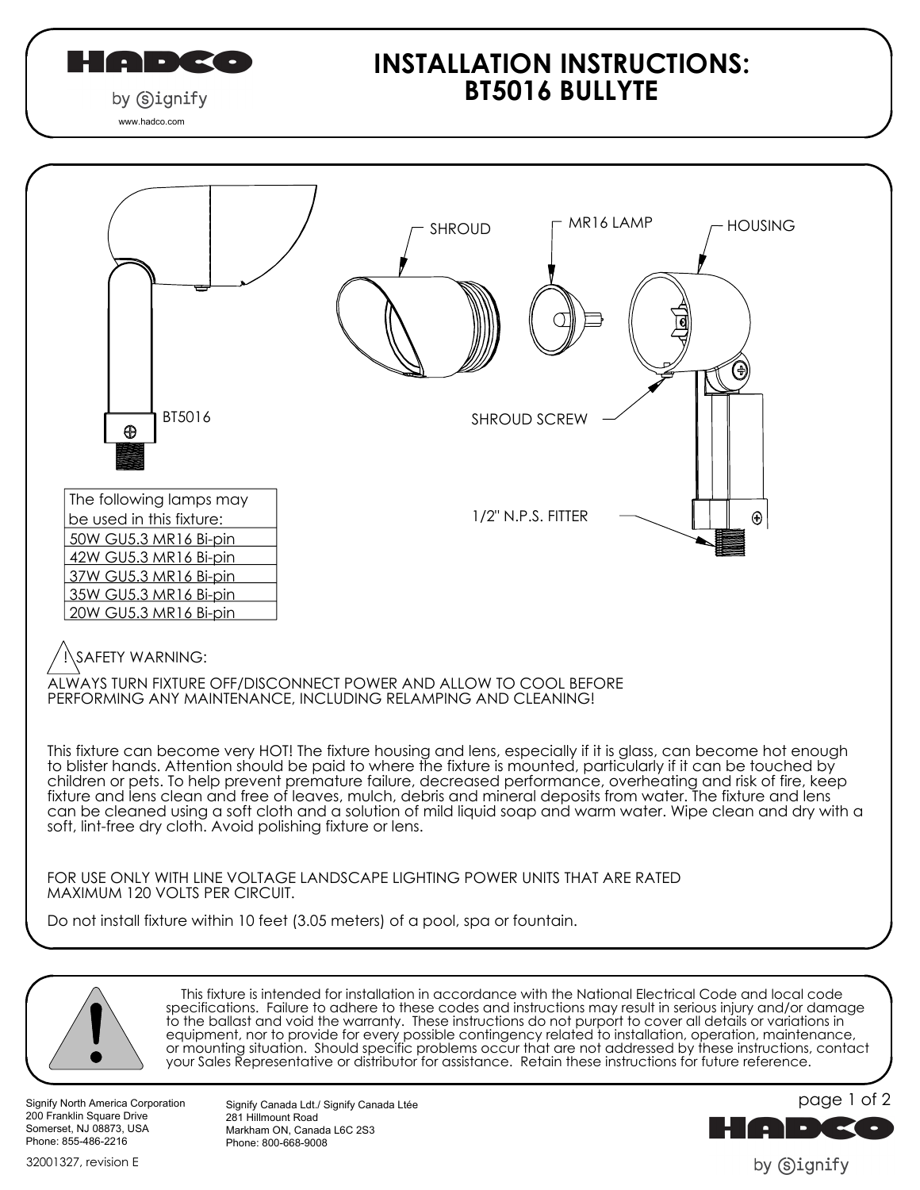HADCO

by Signify

www.hadco.com

# INSTALLATION INSTRUCTIONS: BT5016 BULLYTE

SHROUD

MR16 LAMP

HOUSING

BT5016

SHROUD SCREW

1/2" N.P.S. FITTER

| The following lamps may be used in this fixture: |
|---|
| 50W GU5.3 MR16 Bi-pin |
| 42W GU5.3 MR16 Bi-pin |
| 37W GU5.3 MR16 Bi-pin |
| 35W GU5.3 MR16 Bi-pin |
| 20W GU5.3 MR16 Bi-pin |

! SAFETY WARNING:

ALWAYS TURN FIXTURE OFF/DISCONNECT POWER AND ALLOW TO COOL BEFORE PERFORMING ANY MAINTENANCE, INCLUDING RELAMPING AND CLEANING!

This fixture can become very HOT! The fixture housing and lens, especially if it is glass, can become hot enough to blister hands. Attention should be paid to where the fixture is mounted, particularly if it can be touched by children or pets. To help prevent premature failure, decreased performance, overheating and risk of fire, keep fixture and lens clean and free of leaves, mulch, debris and mineral deposits from water. The fixture and lens can be cleaned using a soft cloth and a solution of mild liquid soap and warm water. Wipe clean and dry with a soft, lint-free dry cloth. Avoid polishing fixture or lens.

FOR USE ONLY WITH LINE VOLTAGE LANDSCAPE LIGHTING POWER UNITS THAT ARE RATED MAXIMUM 120 VOLTS PER CIRCUIT.

Do not install fixture within 10 feet (3.05 meters) of a pool, spa or fountain.

This fixture is intended for installation in accordance with the National Electrical Code and local code specifications. Failure to adhere to these codes and instructions may result in serious injury and/or damage to the ballast and void the warranty. These instructions do not purport to cover all details or variations in equipment, nor to provide for every possible contingency related to installation, operation, maintenance, or mounting situation. Should specific problems occur that are not addressed by these instructions, contact your Sales Representative or distributor for assistance. Retain these instructions for future reference.

Signify North America Corporation
200 Franklin Square Drive
Somerset, NJ 08873, USA
Phone: 855-486-2216

Signify Canada Ldt./ Signify Canada Ltée
281 Hillmount Road
Markham ON, Canada L6C 2S3
Phone: 800-668-9008

32001327, revision E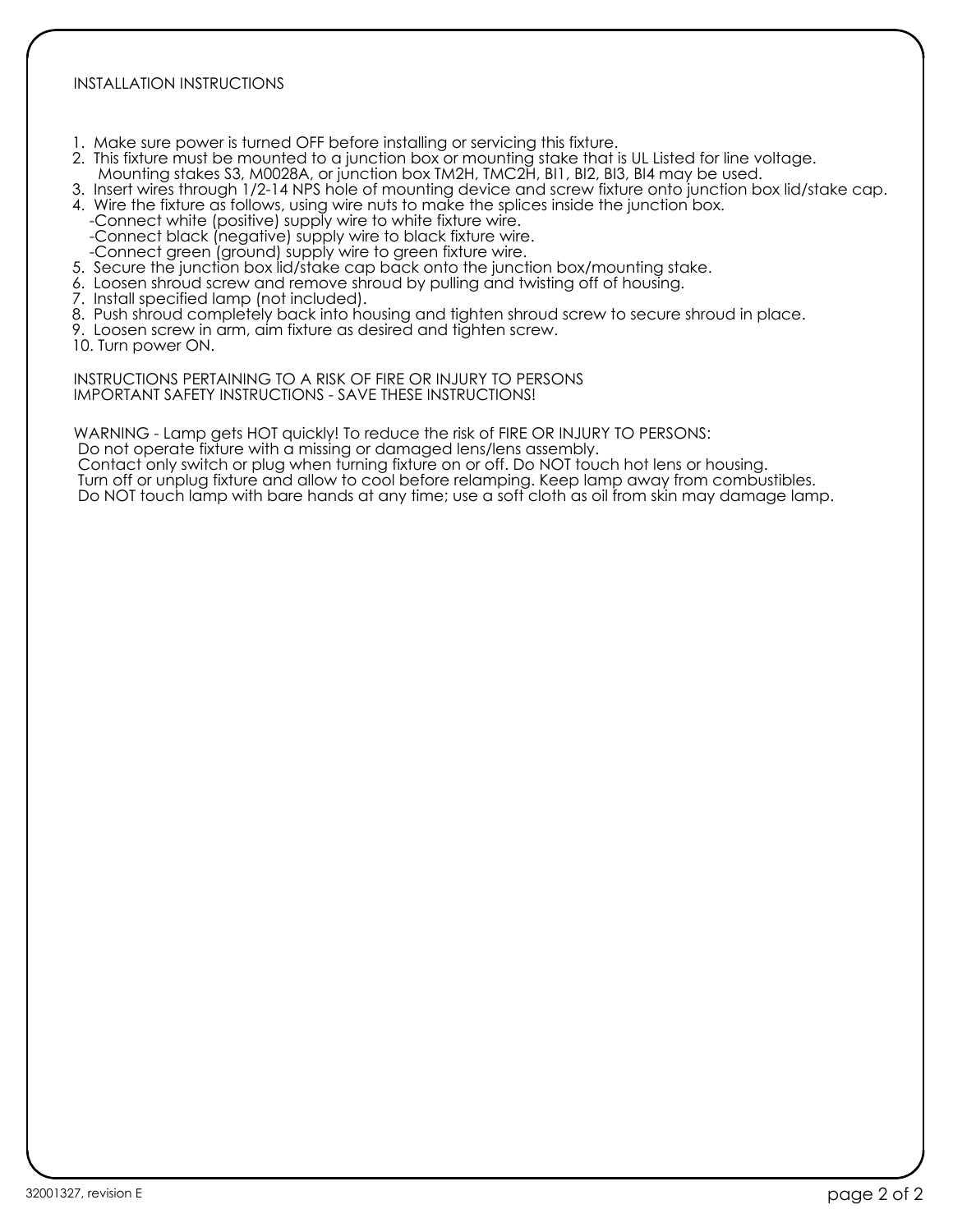INSTALLATION INSTRUCTIONS

1. Make sure power is turned OFF before installing or servicing this fixture.
2. This fixture must be mounted to a junction box or mounting stake that is UL Listed for line voltage. Mounting stakes S3, M0028A, or junction box TM2H, TMC2H, BI1, BI2, BI3, BI4 may be used.
3. Insert wires through 1/2-14 NPS hole of mounting device and screw fixture onto junction box lid/stake cap.
4. Wire the fixture as follows, using wire nuts to make the splices inside the junction box.
   - -Connect white (positive) supply wire to white fixture wire.
   - -Connect black (negative) supply wire to black fixture wire.
   - -Connect green (ground) supply wire to green fixture wire.
5. Secure the junction box lid/stake cap back onto the junction box/mounting stake.
6. Loosen shroud screw and remove shroud by pulling and twisting off of housing.
7. Install specified lamp (not included).
8. Push shroud completely back into housing and tighten shroud screw to secure shroud in place.
9. Loosen screw in arm, aim fixture as desired and tighten screw.
10. Turn power ON.

INSTRUCTIONS PERTAINING TO A RISK OF FIRE OR INJURY TO PERSONS
IMPORTANT SAFETY INSTRUCTIONS - SAVE THESE INSTRUCTIONS!

WARNING - Lamp gets HOT quickly! To reduce the risk of FIRE OR INJURY TO PERSONS:
Do not operate fixture with a missing or damaged lens/lens assembly.
Contact only switch or plug when turning fixture on or off. Do NOT touch hot lens or housing.
Turn off or unplug fixture and allow to cool before relamping. Keep lamp away from combustibles.
Do NOT touch lamp with bare hands at any time; use a soft cloth as oil from skin may damage lamp.

32001327, revision E